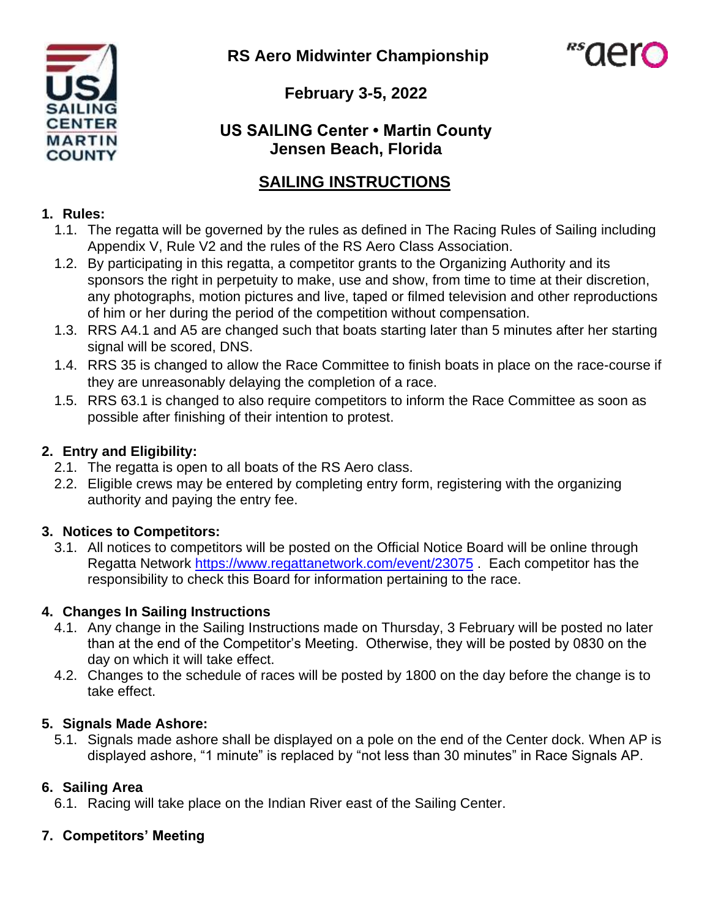# RS Aero Midwinter Championship

## February 3-5, 2022

## US SAILING Center • Martin County
## Jensen Beach, Florida

## SAILING INSTRUCTIONS

**1. Rules:**

1.1. The regatta will be governed by the rules as defined in The Racing Rules of Sailing including Appendix V, Rule V2 and the rules of the RS Aero Class Association.

1.2. By participating in this regatta, a competitor grants to the Organizing Authority and its sponsors the right in perpetuity to make, use and show, from time to time at their discretion, any photographs, motion pictures and live, taped or filmed television and other reproductions of him or her during the period of the competition without compensation.

1.3. RRS A4.1 and A5 are changed such that boats starting later than 5 minutes after her starting signal will be scored, DNS.

1.4. RRS 35 is changed to allow the Race Committee to finish boats in place on the race-course if they are unreasonably delaying the completion of a race.

1.5. RRS 63.1 is changed to also require competitors to inform the Race Committee as soon as possible after finishing of their intention to protest.

**2. Entry and Eligibility:**

2.1. The regatta is open to all boats of the RS Aero class.

2.2. Eligible crews may be entered by completing entry form, registering with the organizing authority and paying the entry fee.

**3. Notices to Competitors:**

3.1. All notices to competitors will be posted on the Official Notice Board will be online through Regatta Network https://www.regattanetwork.com/event/23075 . Each competitor has the responsibility to check this Board for information pertaining to the race.

**4. Changes In Sailing Instructions**

4.1. Any change in the Sailing Instructions made on Thursday, 3 February will be posted no later than at the end of the Competitor's Meeting. Otherwise, they will be posted by 0830 on the day on which it will take effect.

4.2. Changes to the schedule of races will be posted by 1800 on the day before the change is to take effect.

**5. Signals Made Ashore:**

5.1. Signals made ashore shall be displayed on a pole on the end of the Center dock. When AP is displayed ashore, "1 minute" is replaced by "not less than 30 minutes" in Race Signals AP.

**6. Sailing Area**

6.1. Racing will take place on the Indian River east of the Sailing Center.

**7. Competitors' Meeting**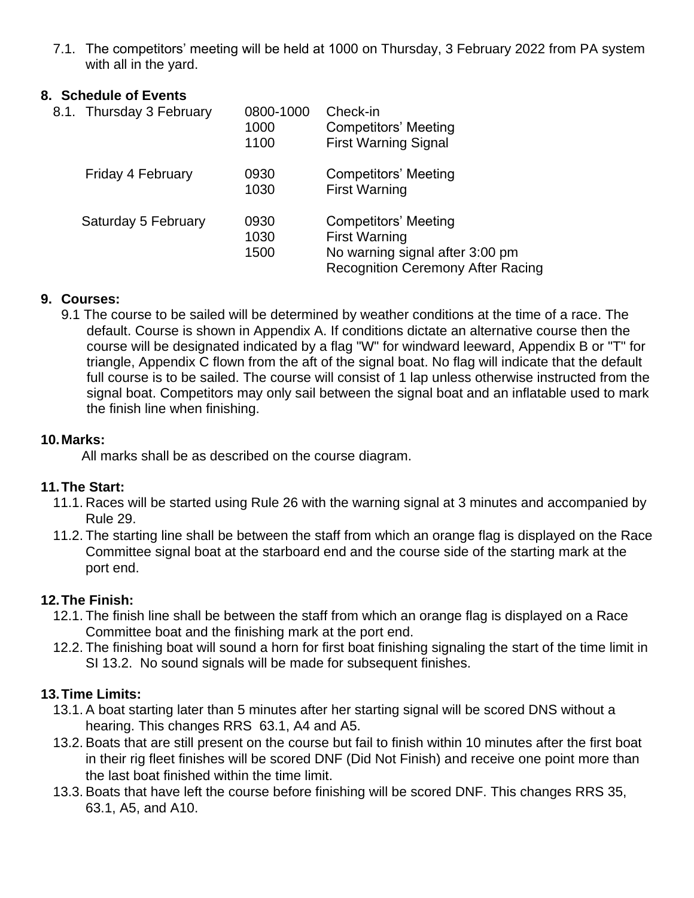7.1. The competitors' meeting will be held at 1000 on Thursday, 3 February 2022 from PA system with all in the yard.

## 8. Schedule of Events

| 8.1. | | |
|---|---|---|
| Thursday 3 February | 0800-1000 | Check-in |
| | 1000 | Competitors' Meeting |
| | 1100 | First Warning Signal |
| Friday 4 February | 0930 | Competitors' Meeting |
| | 1030 | First Warning |
| Saturday 5 February | 0930 | Competitors' Meeting |
| | 1030 | First Warning |
| | 1500 | No warning signal after 3:00 pm |
| | | Recognition Ceremony After Racing |

## 9. Courses:

9.1 The course to be sailed will be determined by weather conditions at the time of a race. The default. Course is shown in Appendix A. If conditions dictate an alternative course then the course will be designated indicated by a flag "W" for windward leeward, Appendix B or "T" for triangle, Appendix C flown from the aft of the signal boat. No flag will indicate that the default full course is to be sailed. The course will consist of 1 lap unless otherwise instructed from the signal boat. Competitors may only sail between the signal boat and an inflatable used to mark the finish line when finishing.

## 10. Marks:

All marks shall be as described on the course diagram.

## 11. The Start:

11.1. Races will be started using Rule 26 with the warning signal at 3 minutes and accompanied by Rule 29.

11.2. The starting line shall be between the staff from which an orange flag is displayed on the Race Committee signal boat at the starboard end and the course side of the starting mark at the port end.

## 12. The Finish:

12.1. The finish line shall be between the staff from which an orange flag is displayed on a Race Committee boat and the finishing mark at the port end.

12.2. The finishing boat will sound a horn for first boat finishing signaling the start of the time limit in SI 13.2. No sound signals will be made for subsequent finishes.

## 13. Time Limits:

13.1. A boat starting later than 5 minutes after her starting signal will be scored DNS without a hearing. This changes RRS 63.1, A4 and A5.

13.2. Boats that are still present on the course but fail to finish within 10 minutes after the first boat in their rig fleet finishes will be scored DNF (Did Not Finish) and receive one point more than the last boat finished within the time limit.

13.3. Boats that have left the course before finishing will be scored DNF. This changes RRS 35, 63.1, A5, and A10.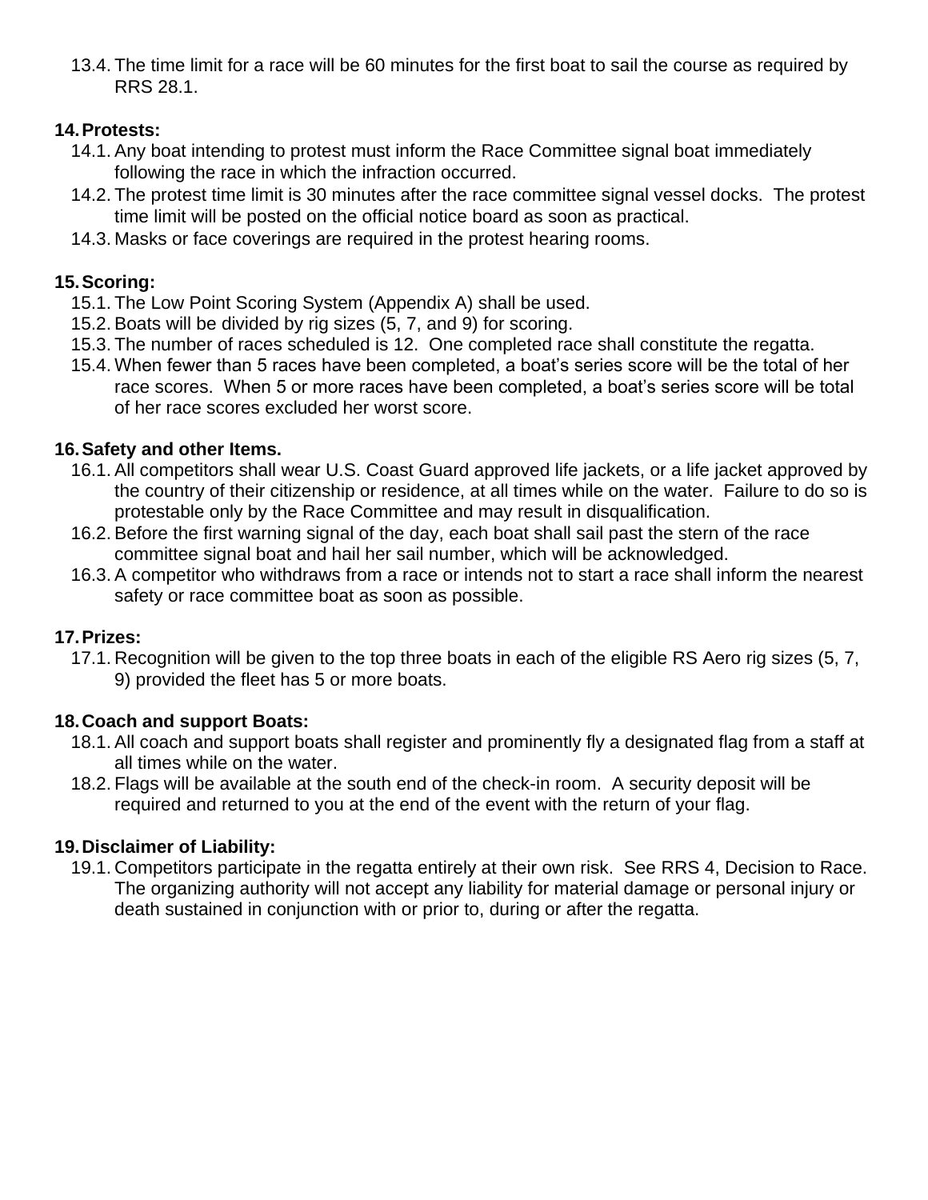13.4. The time limit for a race will be 60 minutes for the first boat to sail the course as required by RRS 28.1.

**14. Protests:**

14.1. Any boat intending to protest must inform the Race Committee signal boat immediately following the race in which the infraction occurred.

14.2. The protest time limit is 30 minutes after the race committee signal vessel docks. The protest time limit will be posted on the official notice board as soon as practical.

14.3. Masks or face coverings are required in the protest hearing rooms.

**15. Scoring:**

15.1. The Low Point Scoring System (Appendix A) shall be used.

15.2. Boats will be divided by rig sizes (5, 7, and 9) for scoring.

15.3. The number of races scheduled is 12. One completed race shall constitute the regatta.

15.4. When fewer than 5 races have been completed, a boat's series score will be the total of her race scores. When 5 or more races have been completed, a boat's series score will be total of her race scores excluded her worst score.

**16. Safety and other Items.**

16.1. All competitors shall wear U.S. Coast Guard approved life jackets, or a life jacket approved by the country of their citizenship or residence, at all times while on the water. Failure to do so is protestable only by the Race Committee and may result in disqualification.

16.2. Before the first warning signal of the day, each boat shall sail past the stern of the race committee signal boat and hail her sail number, which will be acknowledged.

16.3. A competitor who withdraws from a race or intends not to start a race shall inform the nearest safety or race committee boat as soon as possible.

**17. Prizes:**

17.1. Recognition will be given to the top three boats in each of the eligible RS Aero rig sizes (5, 7, 9) provided the fleet has 5 or more boats.

**18. Coach and support Boats:**

18.1. All coach and support boats shall register and prominently fly a designated flag from a staff at all times while on the water.

18.2. Flags will be available at the south end of the check-in room. A security deposit will be required and returned to you at the end of the event with the return of your flag.

**19. Disclaimer of Liability:**

19.1. Competitors participate in the regatta entirely at their own risk. See RRS 4, Decision to Race. The organizing authority will not accept any liability for material damage or personal injury or death sustained in conjunction with or prior to, during or after the regatta.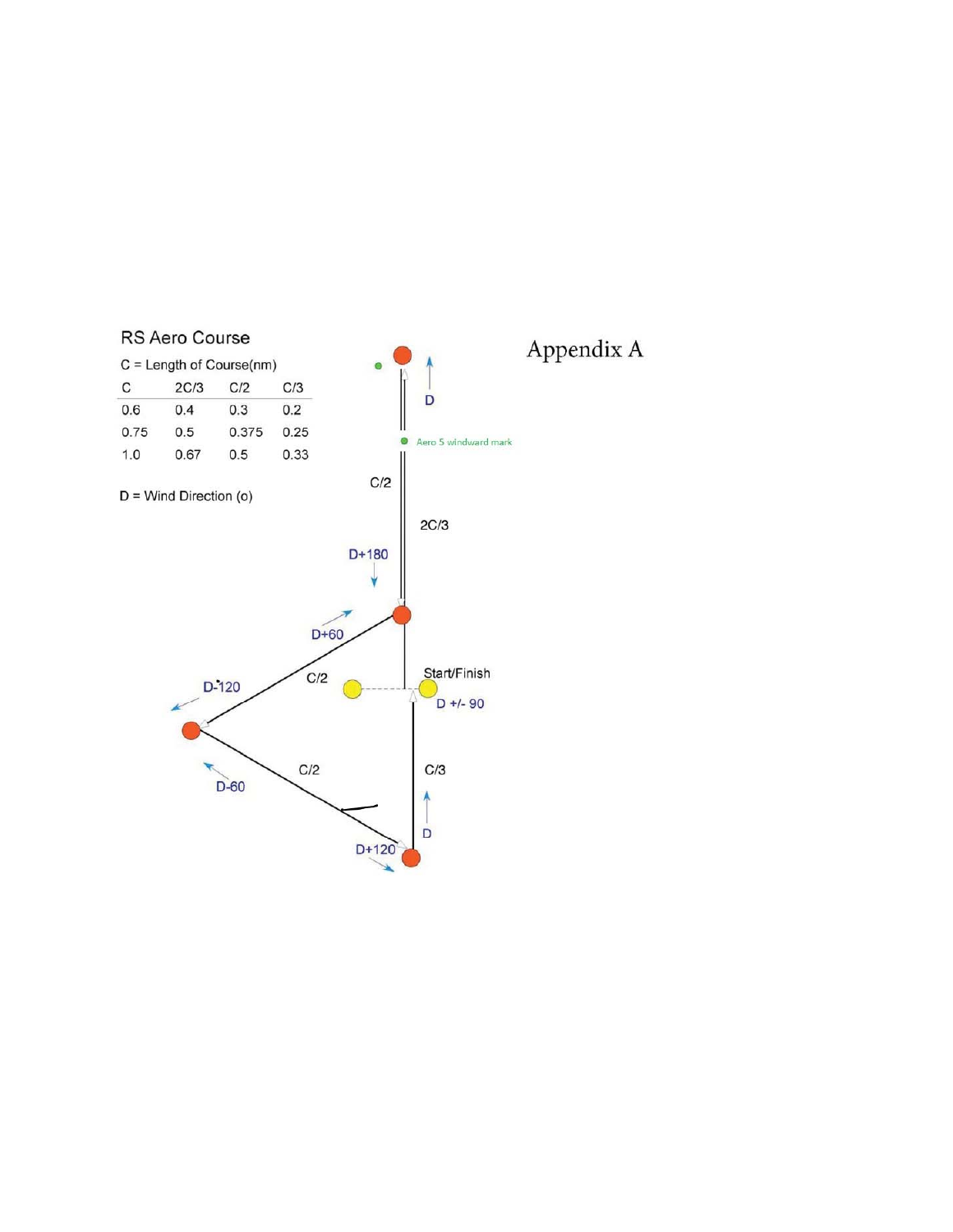# Appendix A

## RS Aero Course

C = Length of Course(nm)

| C | 2C/3 | C/2 | C/3 |
|---|---|---|---|
| 0.6 | 0.4 | 0.3 | 0.2 |
| 0.75 | 0.5 | 0.375 | 0.25 |
| 1.0 | 0.67 | 0.5 | 0.33 |

D = Wind Direction (o)

D

Aero 5 windward mark

C/2

2C/3

D+180

D+60

Start/Finish

D +/- 90

D-120

C/2

C/2

C/3

D-60

D

D+120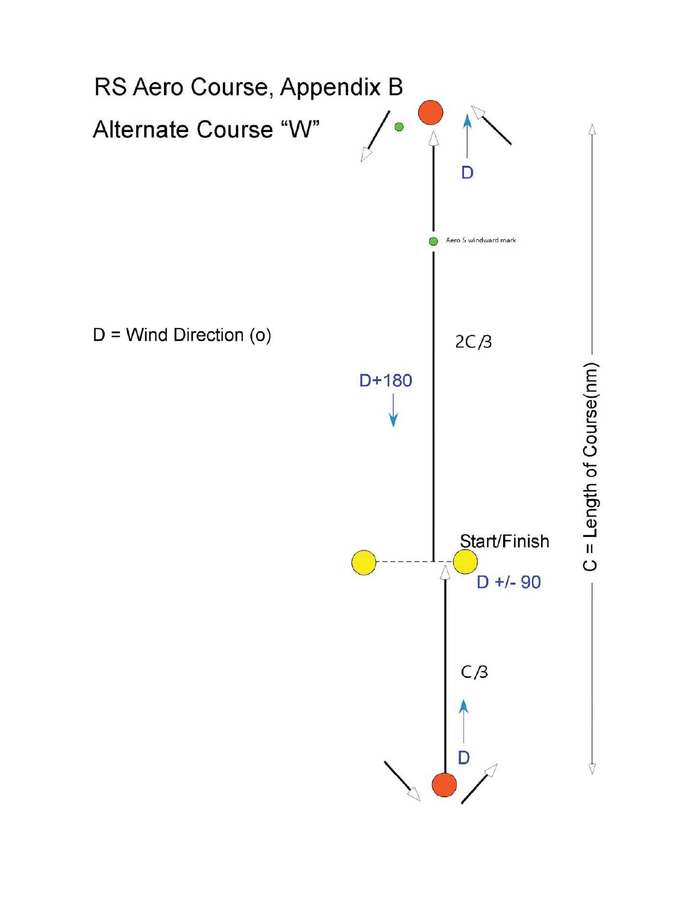# RS Aero Course, Appendix B

## Alternate Course "W"

D = Wind Direction (o)

D

Aero 5 windward mark

2C/3

D+180

Start/Finish

D +/- 90

C/3

D

C = Length of Course(nm)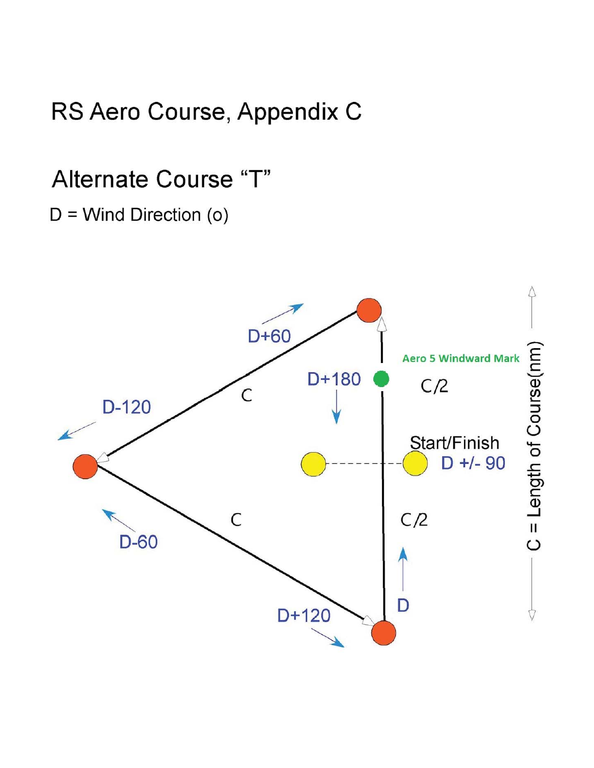# RS Aero Course, Appendix C

## Alternate Course “T”

D = Wind Direction (o)

D+60

Aero 5 Windward Mark

D+180

C/2

C

D-120

Start/Finish

D +/- 90

C

C/2

D-60

D

D+120

C = Length of Course(nm)